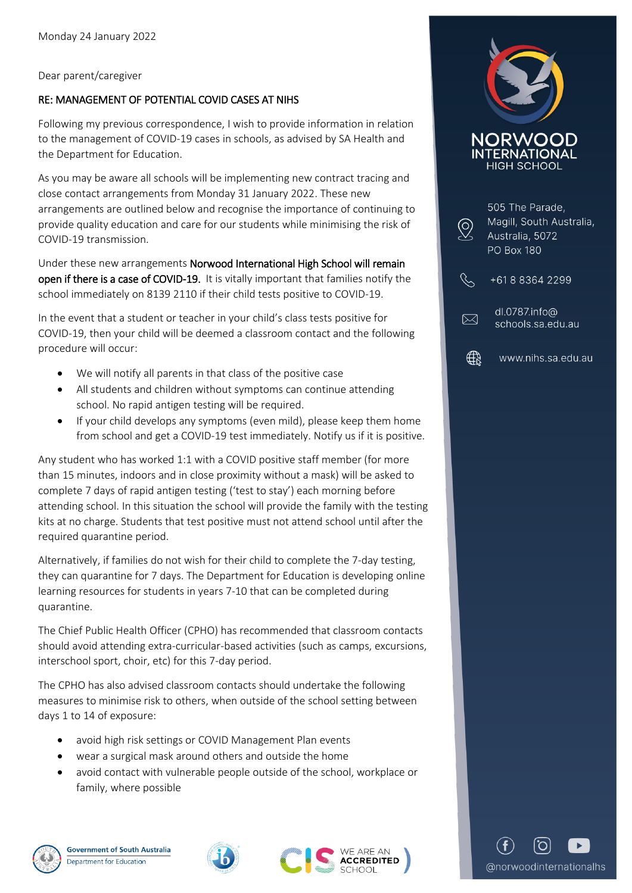Monday 24 January 2022

Dear parent/caregiver

**RE: MANAGEMENT OF POTENTIAL COVID CASES AT NIHS**

Following my previous correspondence, I wish to provide information in relation to the management of COVID-19 cases in schools, as advised by SA Health and the Department for Education.

As you may be aware all schools will be implementing new contract tracing and close contact arrangements from Monday 31 January 2022. These new arrangements are outlined below and recognise the importance of continuing to provide quality education and care for our students while minimising the risk of COVID-19 transmission.

Under these new arrangements **Norwood International High School will remain open if there is a case of COVID-19.** It is vitally important that families notify the school immediately on 8139 2110 if their child tests positive to COVID-19.

In the event that a student or teacher in your child's class tests positive for COVID-19, then your child will be deemed a classroom contact and the following procedure will occur:

- We will notify all parents in that class of the positive case
- All students and children without symptoms can continue attending school. No rapid antigen testing will be required.
- If your child develops any symptoms (even mild), please keep them home from school and get a COVID-19 test immediately. Notify us if it is positive.

Any student who has worked 1:1 with a COVID positive staff member (for more than 15 minutes, indoors and in close proximity without a mask) will be asked to complete 7 days of rapid antigen testing ('test to stay') each morning before attending school. In this situation the school will provide the family with the testing kits at no charge. Students that test positive must not attend school until after the required quarantine period.

Alternatively, if families do not wish for their child to complete the 7-day testing, they can quarantine for 7 days. The Department for Education is developing online learning resources for students in years 7-10 that can be completed during quarantine.

The Chief Public Health Officer (CPHO) has recommended that classroom contacts should avoid attending extra-curricular-based activities (such as camps, excursions, interschool sport, choir, etc) for this 7-day period.

The CPHO has also advised classroom contacts should undertake the following measures to minimise risk to others, when outside of the school setting between days 1 to 14 of exposure:

- avoid high risk settings or COVID Management Plan events
- wear a surgical mask around others and outside the home
- avoid contact with vulnerable people outside of the school, workplace or family, where possible

**NORWOOD INTERNATIONAL HIGH SCHOOL**

505 The Parade,
Magill, South Australia,
Australia, 5072
PO Box 180

+61 8 8364 2299

dl.0787.info@schools.sa.edu.au

www.nihs.sa.edu.au

@norwoodinternationalhs

Government of South Australia
Department for Education

WE ARE AN ACCREDITED SCHOOL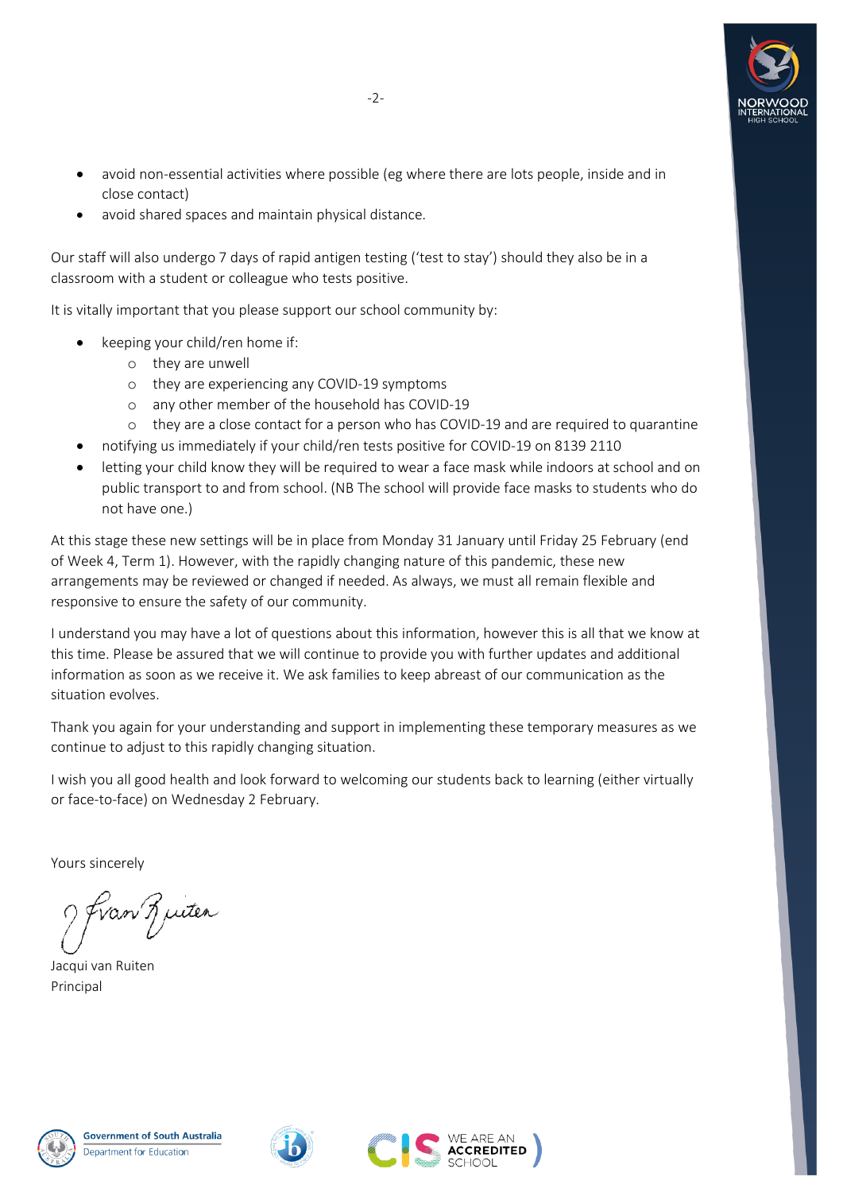- avoid non-essential activities where possible (eg where there are lots people, inside and in close contact)
- avoid shared spaces and maintain physical distance.

Our staff will also undergo 7 days of rapid antigen testing ('test to stay') should they also be in a classroom with a student or colleague who tests positive.

It is vitally important that you please support our school community by:

- keeping your child/ren home if:
  - they are unwell
  - they are experiencing any COVID-19 symptoms
  - any other member of the household has COVID-19
  - they are a close contact for a person who has COVID-19 and are required to quarantine
- notifying us immediately if your child/ren tests positive for COVID-19 on 8139 2110
- letting your child know they will be required to wear a face mask while indoors at school and on public transport to and from school. (NB The school will provide face masks to students who do not have one.)

At this stage these new settings will be in place from Monday 31 January until Friday 25 February (end of Week 4, Term 1). However, with the rapidly changing nature of this pandemic, these new arrangements may be reviewed or changed if needed. As always, we must all remain flexible and responsive to ensure the safety of our community.

I understand you may have a lot of questions about this information, however this is all that we know at this time. Please be assured that we will continue to provide you with further updates and additional information as soon as we receive it. We ask families to keep abreast of our communication as the situation evolves.

Thank you again for your understanding and support in implementing these temporary measures as we continue to adjust to this rapidly changing situation.

I wish you all good health and look forward to welcoming our students back to learning (either virtually or face-to-face) on Wednesday 2 February.

Yours sincerely

Jacqui van Ruiten
Principal